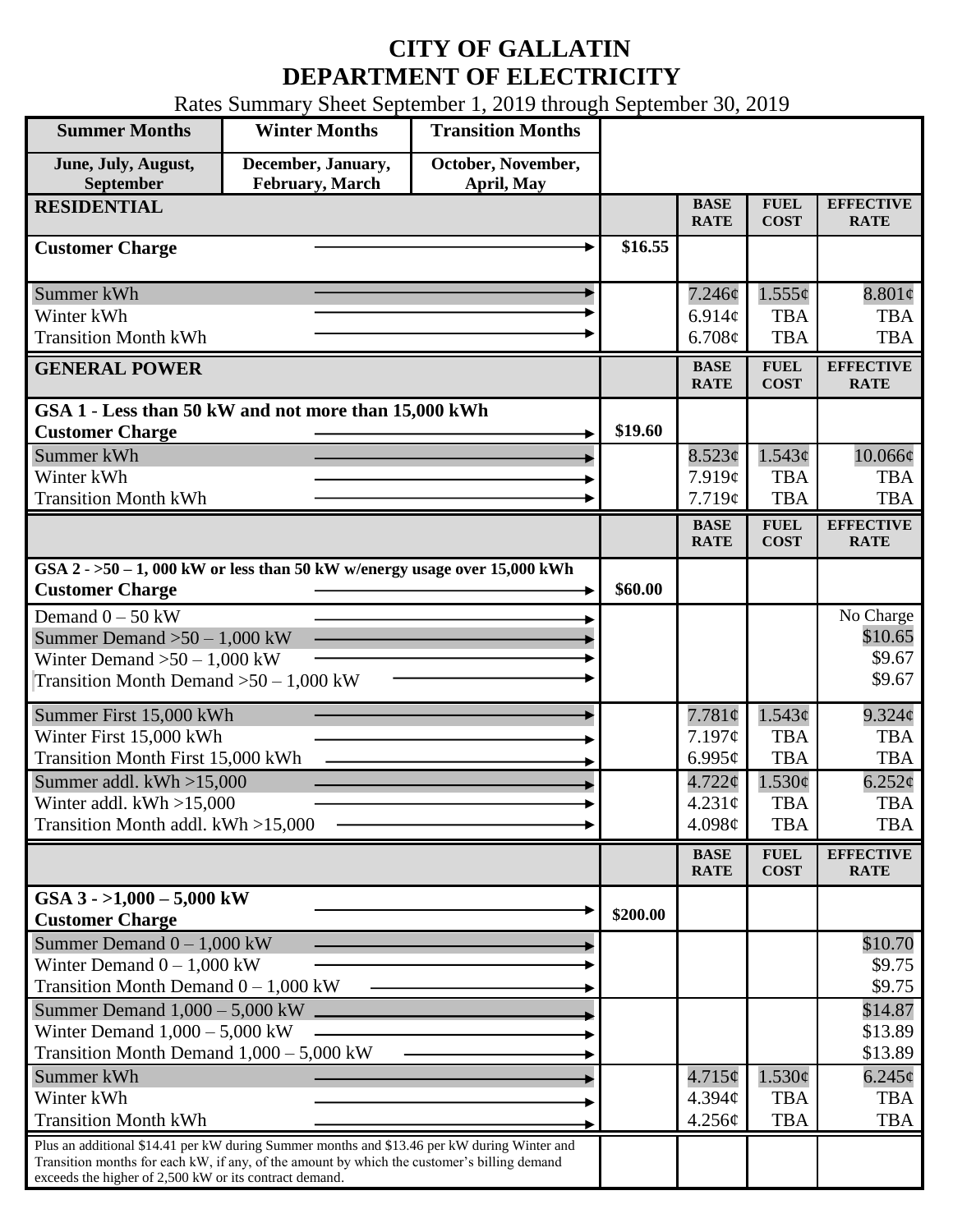# CITY OF GALLATIN
# DEPARTMENT OF ELECTRICITY

Rates Summary Sheet September 1, 2019 through September 30, 2019

| Summer Months | Winter Months | Transition Months |
|---|---|---|
| June, July, August, September | December, January, February, March | October, November, April, May |

| RESIDENTIAL | | BASE RATE | FUEL COST | EFFECTIVE RATE |
|---|---|---|---|---|
| Customer Charge | $16.55 | | | |
| Summer kWh | | 7.246¢ | 1.555¢ | 8.801¢ |
| Winter kWh | | 6.914¢ | TBA | TBA |
| Transition Month kWh | | 6.708¢ | TBA | TBA |

| GENERAL POWER | | BASE RATE | FUEL COST | EFFECTIVE RATE |
|---|---|---|---|---|
| **GSA 1 - Less than 50 kW and not more than 15,000 kWh** | | | | |
| Customer Charge | $19.60 | | | |
| Summer kWh | | 8.523¢ | 1.543¢ | 10.066¢ |
| Winter kWh | | 7.919¢ | TBA | TBA |
| Transition Month kWh | | 7.719¢ | TBA | TBA |

| | | BASE RATE | FUEL COST | EFFECTIVE RATE |
|---|---|---|---|---|
| **GSA 2 - >50 – 1, 000 kW or less than 50 kW w/energy usage over 15,000 kWh** | | | | |
| Customer Charge | $60.00 | | | |
| Demand 0 – 50 kW | | | | No Charge |
| Summer Demand >50 – 1,000 kW | | | | $10.65 |
| Winter Demand >50 – 1,000 kW | | | | $9.67 |
| Transition Month Demand >50 – 1,000 kW | | | | $9.67 |
| Summer First 15,000 kWh | | 7.781¢ | 1.543¢ | 9.324¢ |
| Winter First 15,000 kWh | | 7.197¢ | TBA | TBA |
| Transition Month First 15,000 kWh | | 6.995¢ | TBA | TBA |
| Summer addl. kWh >15,000 | | 4.722¢ | 1.530¢ | 6.252¢ |
| Winter addl. kWh >15,000 | | 4.231¢ | TBA | TBA |
| Transition Month addl. kWh >15,000 | | 4.098¢ | TBA | TBA |

| | | BASE RATE | FUEL COST | EFFECTIVE RATE |
|---|---|---|---|---|
| **GSA 3 - >1,000 – 5,000 kW** | | | | |
| Customer Charge | $200.00 | | | |
| Summer Demand 0 – 1,000 kW | | | | $10.70 |
| Winter Demand 0 – 1,000 kW | | | | $9.75 |
| Transition Month Demand 0 – 1,000 kW | | | | $9.75 |
| Summer Demand 1,000 – 5,000 kW | | | | $14.87 |
| Winter Demand 1,000 – 5,000 kW | | | | $13.89 |
| Transition Month Demand 1,000 – 5,000 kW | | | | $13.89 |
| Summer kWh | | 4.715¢ | 1.530¢ | 6.245¢ |
| Winter kWh | | 4.394¢ | TBA | TBA |
| Transition Month kWh | | 4.256¢ | TBA | TBA |
| Plus an additional $14.41 per kW during Summer months and $13.46 per kW during Winter and Transition months for each kW, if any, of the amount by which the customer's billing demand exceeds the higher of 2,500 kW or its contract demand. | | | | |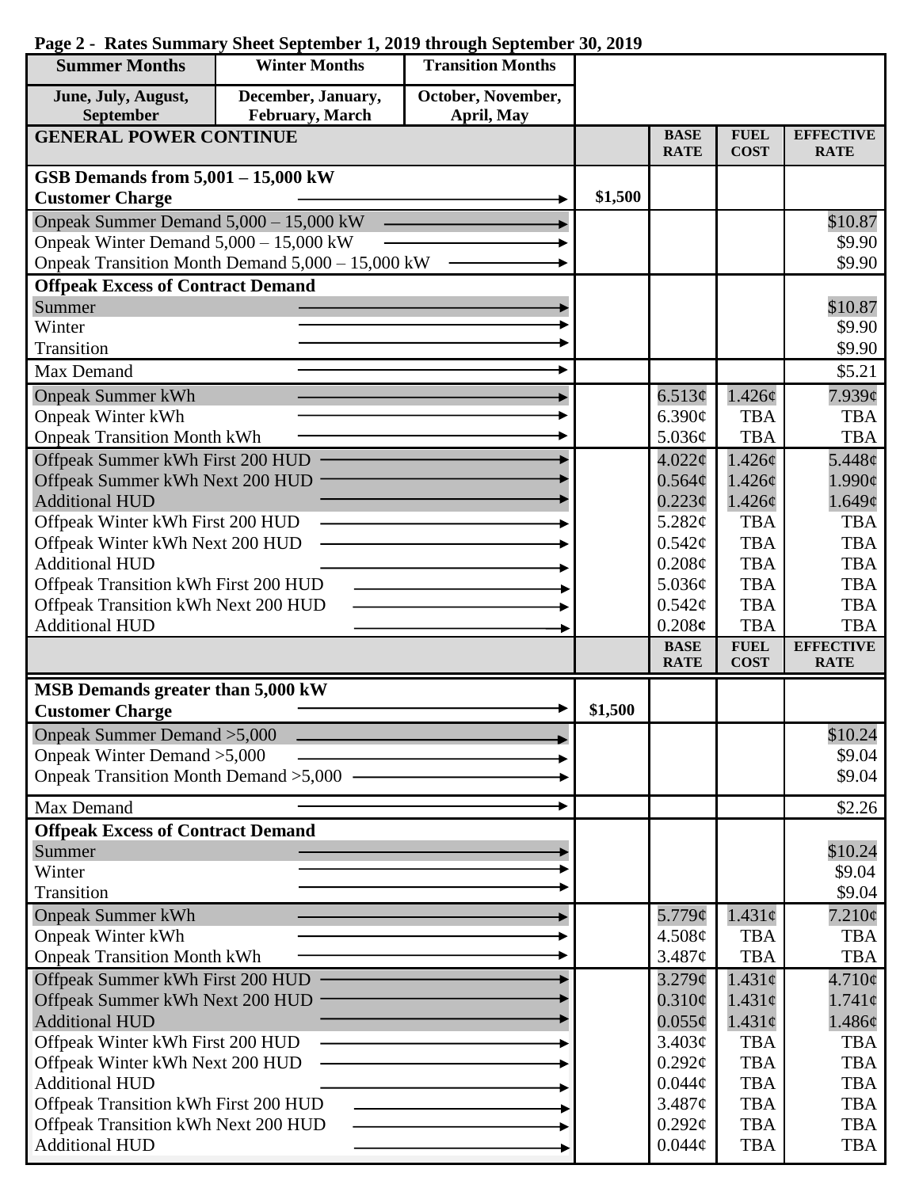**Page 2 - Rates Summary Sheet September 1, 2019 through September 30, 2019**

| Summer Months | Winter Months | Transition Months |
|---|---|---|
| June, July, August, September | December, January, February, March | October, November, April, May |

| GENERAL POWER CONTINUE | | BASE RATE | FUEL COST | EFFECTIVE RATE |
|---|---|---|---|---|
| **GSB Demands from 5,001 – 15,000 kW** | | | | |
| **Customer Charge** | $1,500 | | | |
| Onpeak Summer Demand 5,000 – 15,000 kW | | | | $10.87 |
| Onpeak Winter Demand 5,000 – 15,000 kW | | | | $9.90 |
| Onpeak Transition Month Demand 5,000 – 15,000 kW | | | | $9.90 |
| **Offpeak Excess of Contract Demand** | | | | |
| Summer | | | | $10.87 |
| Winter | | | | $9.90 |
| Transition | | | | $9.90 |
| Max Demand | | | | $5.21 |
| Onpeak Summer kWh | | 6.513¢ | 1.426¢ | 7.939¢ |
| Onpeak Winter kWh | | 6.390¢ | TBA | TBA |
| Onpeak Transition Month kWh | | 5.036¢ | TBA | TBA |
| Offpeak Summer kWh First 200 HUD | | 4.022¢ | 1.426¢ | 5.448¢ |
| Offpeak Summer kWh Next 200 HUD | | 0.564¢ | 1.426¢ | 1.990¢ |
| Additional HUD | | 0.223¢ | 1.426¢ | 1.649¢ |
| Offpeak Winter kWh First 200 HUD | | 5.282¢ | TBA | TBA |
| Offpeak Winter kWh Next 200 HUD | | 0.542¢ | TBA | TBA |
| Additional HUD | | 0.208¢ | TBA | TBA |
| Offpeak Transition kWh First 200 HUD | | 5.036¢ | TBA | TBA |
| Offpeak Transition kWh Next 200 HUD | | 0.542¢ | TBA | TBA |
| Additional HUD | | 0.208¢ | TBA | TBA |

| | | BASE RATE | FUEL COST | EFFECTIVE RATE |
|---|---|---|---|---|
| **MSB Demands greater than 5,000 kW** | | | | |
| **Customer Charge** | $1,500 | | | |
| Onpeak Summer Demand >5,000 | | | | $10.24 |
| Onpeak Winter Demand >5,000 | | | | $9.04 |
| Onpeak Transition Month Demand >5,000 | | | | $9.04 |
| Max Demand | | | | $2.26 |
| **Offpeak Excess of Contract Demand** | | | | |
| Summer | | | | $10.24 |
| Winter | | | | $9.04 |
| Transition | | | | $9.04 |
| Onpeak Summer kWh | | 5.779¢ | 1.431¢ | 7.210¢ |
| Onpeak Winter kWh | | 4.508¢ | TBA | TBA |
| Onpeak Transition Month kWh | | 3.487¢ | TBA | TBA |
| Offpeak Summer kWh First 200 HUD | | 3.279¢ | 1.431¢ | 4.710¢ |
| Offpeak Summer kWh Next 200 HUD | | 0.310¢ | 1.431¢ | 1.741¢ |
| Additional HUD | | 0.055¢ | 1.431¢ | 1.486¢ |
| Offpeak Winter kWh First 200 HUD | | 3.403¢ | TBA | TBA |
| Offpeak Winter kWh Next 200 HUD | | 0.292¢ | TBA | TBA |
| Additional HUD | | 0.044¢ | TBA | TBA |
| Offpeak Transition kWh First 200 HUD | | 3.487¢ | TBA | TBA |
| Offpeak Transition kWh Next 200 HUD | | 0.292¢ | TBA | TBA |
| Additional HUD | | 0.044¢ | TBA | TBA |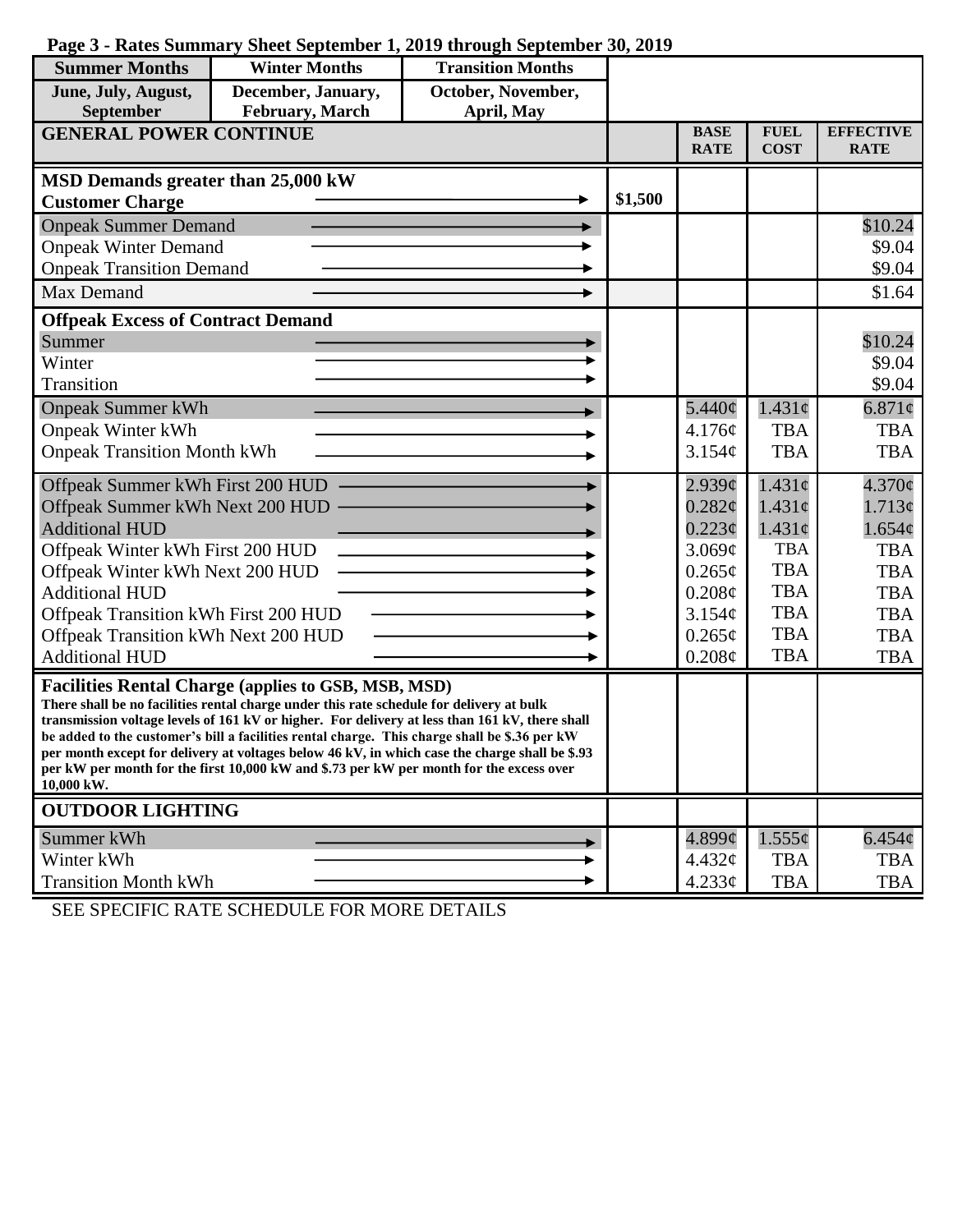**Page 3 - Rates Summary Sheet September 1, 2019 through September 30, 2019**

| Summer Months | Winter Months | Transition Months |
|---|---|---|
| June, July, August, September | December, January, February, March | October, November, April, May |

| GENERAL POWER CONTINUE | | BASE RATE | FUEL COST | EFFECTIVE RATE |
|---|---|---|---|---|
| **MSD Demands greater than 25,000 kW** | | | | |
| **Customer Charge** | $1,500 | | | |
| Onpeak Summer Demand | | | | $10.24 |
| Onpeak Winter Demand | | | | $9.04 |
| Onpeak Transition Demand | | | | $9.04 |
| Max Demand | | | | $1.64 |
| **Offpeak Excess of Contract Demand** | | | | |
| Summer | | | | $10.24 |
| Winter | | | | $9.04 |
| Transition | | | | $9.04 |
| Onpeak Summer kWh | | 5.440¢ | 1.431¢ | 6.871¢ |
| Onpeak Winter kWh | | 4.176¢ | TBA | TBA |
| Onpeak Transition Month kWh | | 3.154¢ | TBA | TBA |
| Offpeak Summer kWh First 200 HUD | | 2.939¢ | 1.431¢ | 4.370¢ |
| Offpeak Summer kWh Next 200 HUD | | 0.282¢ | 1.431¢ | 1.713¢ |
| Additional HUD | | 0.223¢ | 1.431¢ | 1.654¢ |
| Offpeak Winter kWh First 200 HUD | | 3.069¢ | TBA | TBA |
| Offpeak Winter kWh Next 200 HUD | | 0.265¢ | TBA | TBA |
| Additional HUD | | 0.208¢ | TBA | TBA |
| Offpeak Transition kWh First 200 HUD | | 3.154¢ | TBA | TBA |
| Offpeak Transition kWh Next 200 HUD | | 0.265¢ | TBA | TBA |
| Additional HUD | | 0.208¢ | TBA | TBA |

**Facilities Rental Charge (applies to GSB, MSB, MSD)**

**There shall be no facilities rental charge under this rate schedule for delivery at bulk transmission voltage levels of 161 kV or higher. For delivery at less than 161 kV, there shall be added to the customer's bill a facilities rental charge. This charge shall be $.36 per kW per month except for delivery at voltages below 46 kV, in which case the charge shall be $.93 per kW per month for the first 10,000 kW and $.73 per kW per month for the excess over 10,000 kW.**

| OUTDOOR LIGHTING | | BASE RATE | FUEL COST | EFFECTIVE RATE |
|---|---|---|---|---|
| Summer kWh | | 4.899¢ | 1.555¢ | 6.454¢ |
| Winter kWh | | 4.432¢ | TBA | TBA |
| Transition Month kWh | | 4.233¢ | TBA | TBA |

SEE SPECIFIC RATE SCHEDULE FOR MORE DETAILS